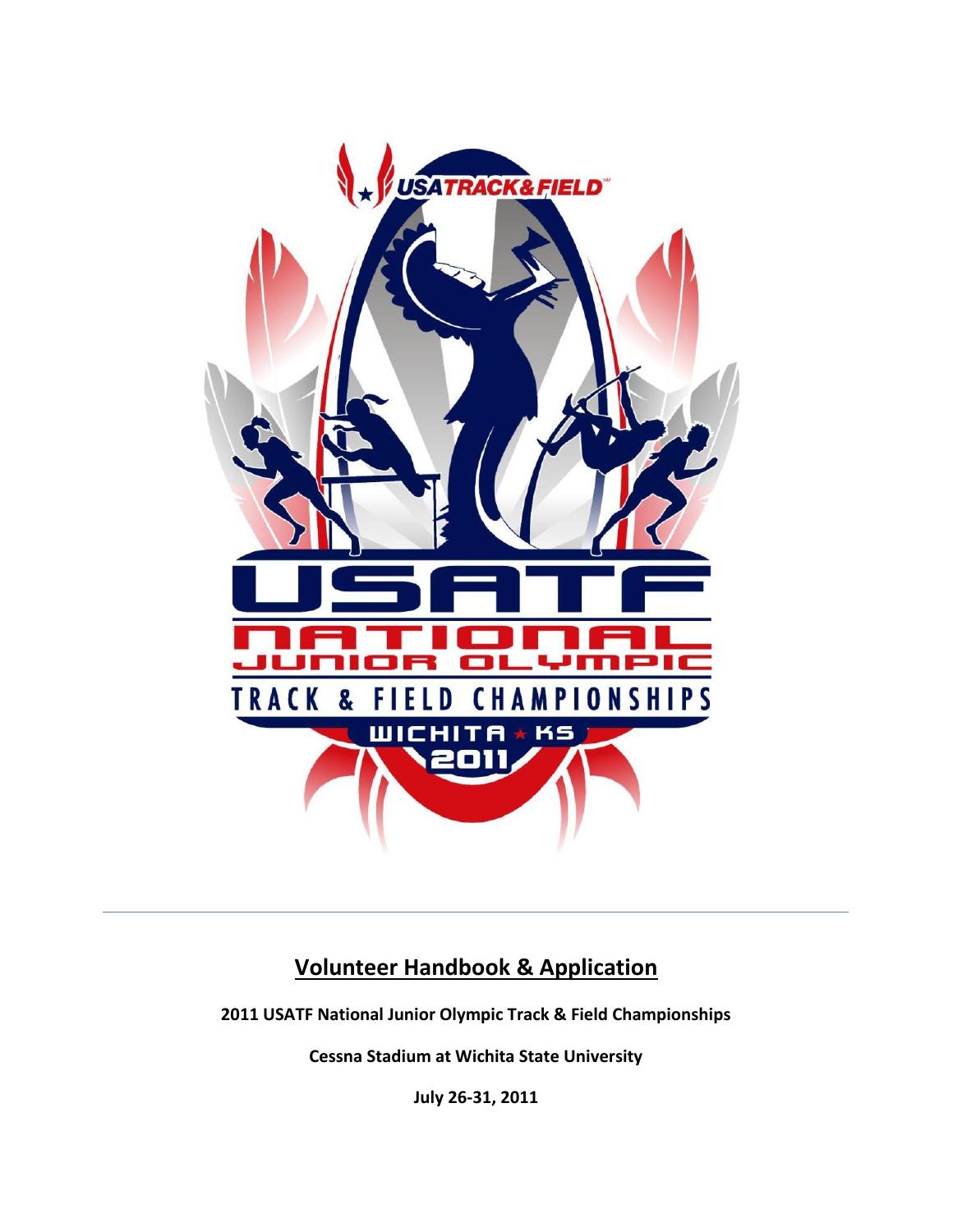# Volunteer Handbook & Application

**2011 USATF National Junior Olympic Track & Field Championships**

**Cessna Stadium at Wichita State University**

**July 26-31, 2011**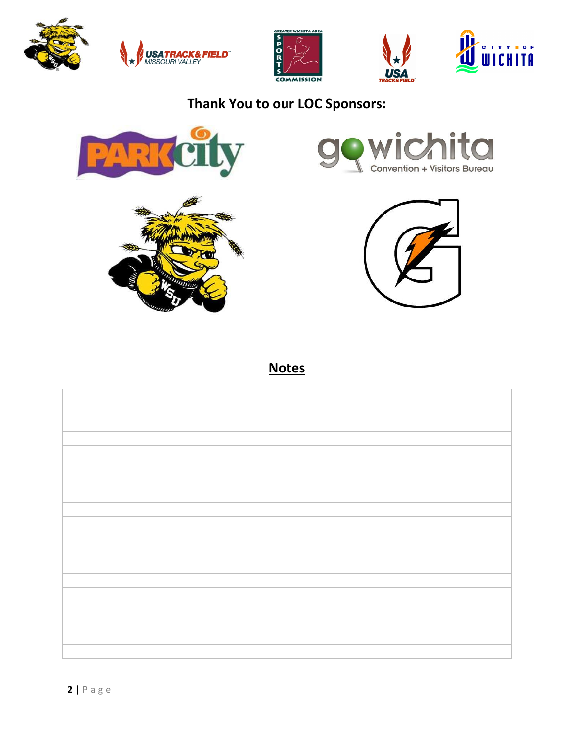**Thank You to our LOC Sponsors:**

## Notes

| |
|---|
| |
| |
| |
| |
| |
| |
| |
| |
| |
| |
| |
| |
| |
| |
| |
| |
| |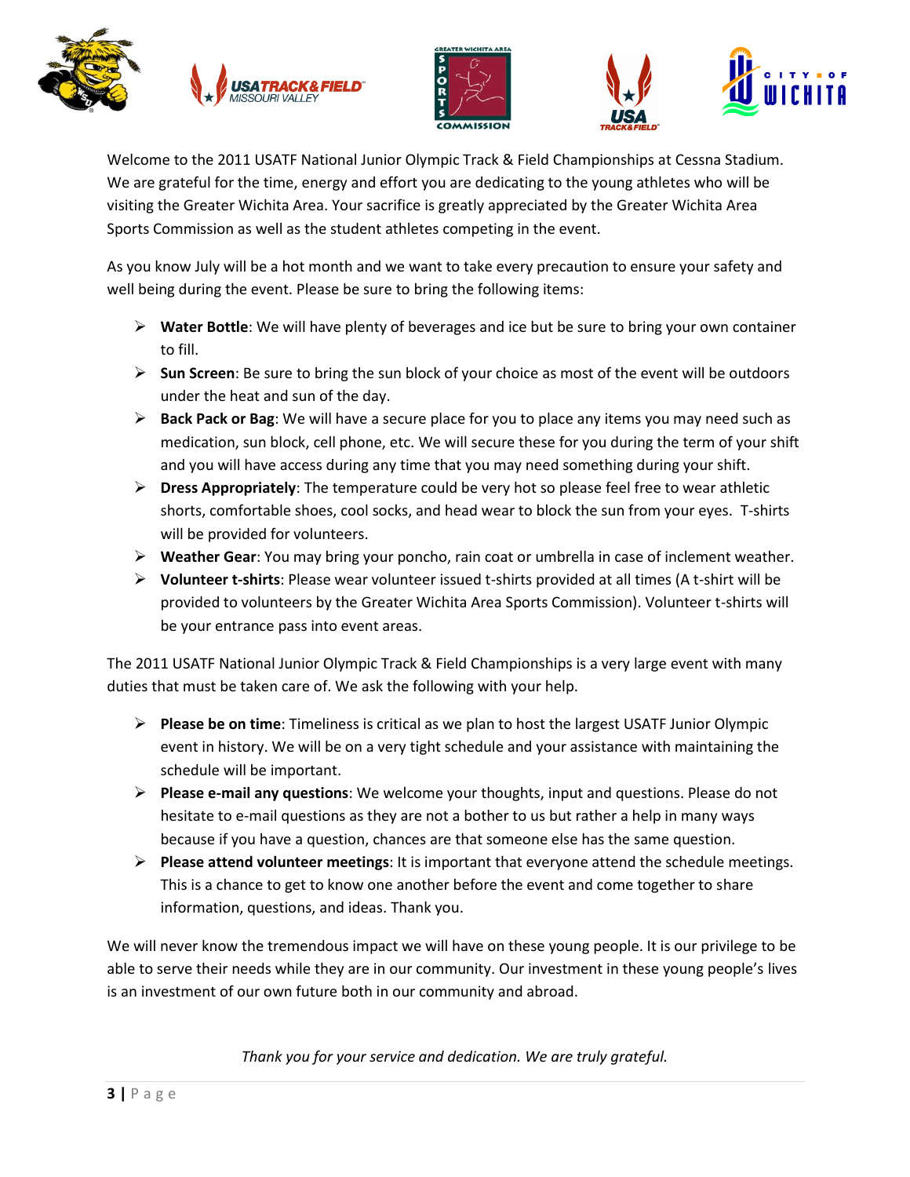Welcome to the 2011 USATF National Junior Olympic Track & Field Championships at Cessna Stadium. We are grateful for the time, energy and effort you are dedicating to the young athletes who will be visiting the Greater Wichita Area. Your sacrifice is greatly appreciated by the Greater Wichita Area Sports Commission as well as the student athletes competing in the event.

As you know July will be a hot month and we want to take every precaution to ensure your safety and well being during the event. Please be sure to bring the following items:

- **Water Bottle**: We will have plenty of beverages and ice but be sure to bring your own container to fill.
- **Sun Screen**: Be sure to bring the sun block of your choice as most of the event will be outdoors under the heat and sun of the day.
- **Back Pack or Bag**: We will have a secure place for you to place any items you may need such as medication, sun block, cell phone, etc. We will secure these for you during the term of your shift and you will have access during any time that you may need something during your shift.
- **Dress Appropriately**: The temperature could be very hot so please feel free to wear athletic shorts, comfortable shoes, cool socks, and head wear to block the sun from your eyes. T-shirts will be provided for volunteers.
- **Weather Gear**: You may bring your poncho, rain coat or umbrella in case of inclement weather.
- **Volunteer t-shirts**: Please wear volunteer issued t-shirts provided at all times (A t-shirt will be provided to volunteers by the Greater Wichita Area Sports Commission). Volunteer t-shirts will be your entrance pass into event areas.

The 2011 USATF National Junior Olympic Track & Field Championships is a very large event with many duties that must be taken care of. We ask the following with your help.

- **Please be on time**: Timeliness is critical as we plan to host the largest USATF Junior Olympic event in history. We will be on a very tight schedule and your assistance with maintaining the schedule will be important.
- **Please e-mail any questions**: We welcome your thoughts, input and questions. Please do not hesitate to e-mail questions as they are not a bother to us but rather a help in many ways because if you have a question, chances are that someone else has the same question.
- **Please attend volunteer meetings**: It is important that everyone attend the schedule meetings. This is a chance to get to know one another before the event and come together to share information, questions, and ideas. Thank you.

We will never know the tremendous impact we will have on these young people. It is our privilege to be able to serve their needs while they are in our community. Our investment in these young people's lives is an investment of our own future both in our community and abroad.

*Thank you for your service and dedication. We are truly grateful.*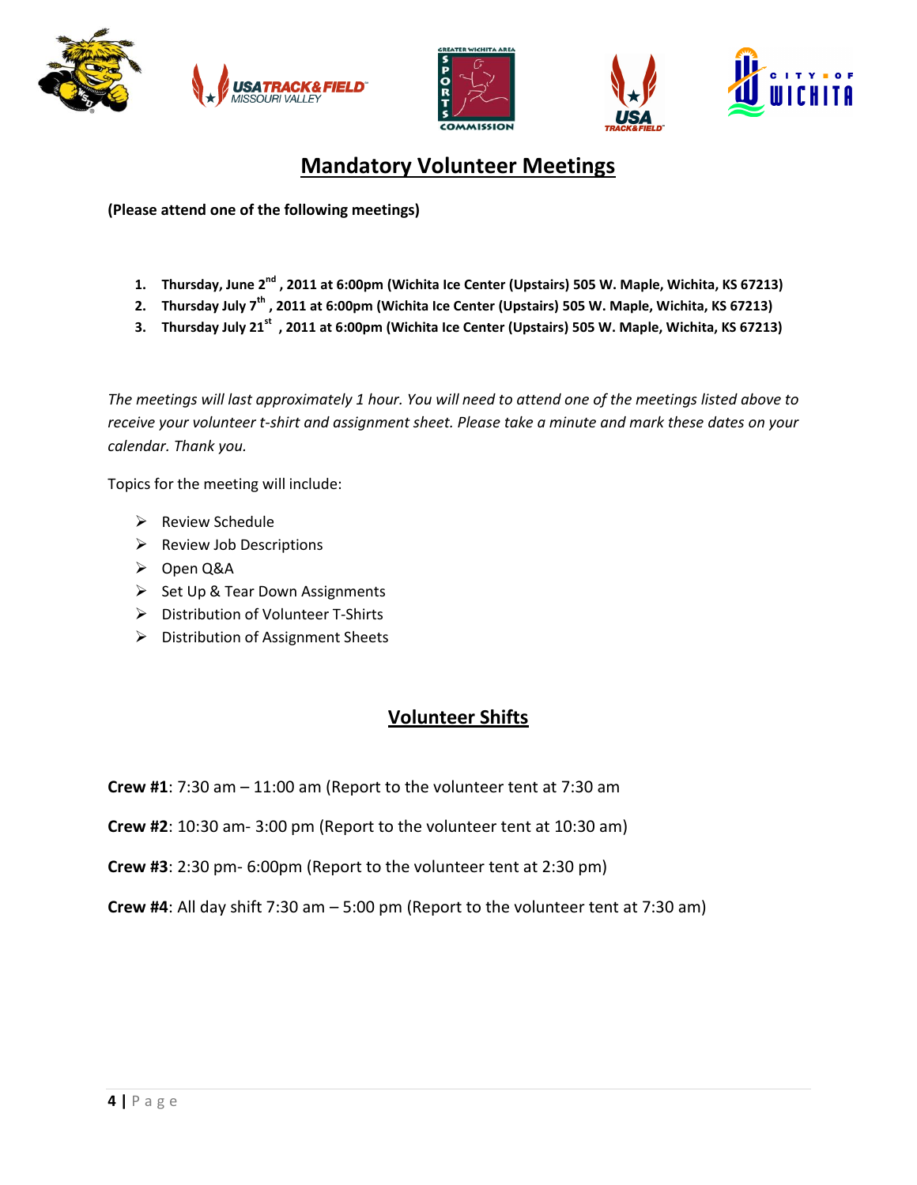## Mandatory Volunteer Meetings

**(Please attend one of the following meetings)**

1. **Thursday, June 2nd , 2011 at 6:00pm (Wichita Ice Center (Upstairs) 505 W. Maple, Wichita, KS 67213)**
2. **Thursday July 7th , 2011 at 6:00pm (Wichita Ice Center (Upstairs) 505 W. Maple, Wichita, KS 67213)**
3. **Thursday July 21st , 2011 at 6:00pm (Wichita Ice Center (Upstairs) 505 W. Maple, Wichita, KS 67213)**

*The meetings will last approximately 1 hour. You will need to attend one of the meetings listed above to receive your volunteer t-shirt and assignment sheet. Please take a minute and mark these dates on your calendar. Thank you.*

Topics for the meeting will include:

- Review Schedule
- Review Job Descriptions
- Open Q&A
- Set Up & Tear Down Assignments
- Distribution of Volunteer T-Shirts
- Distribution of Assignment Sheets

## Volunteer Shifts

**Crew #1**: 7:30 am – 11:00 am (Report to the volunteer tent at 7:30 am

**Crew #2**: 10:30 am- 3:00 pm (Report to the volunteer tent at 10:30 am)

**Crew #3**: 2:30 pm- 6:00pm (Report to the volunteer tent at 2:30 pm)

**Crew #4**: All day shift 7:30 am – 5:00 pm (Report to the volunteer tent at 7:30 am)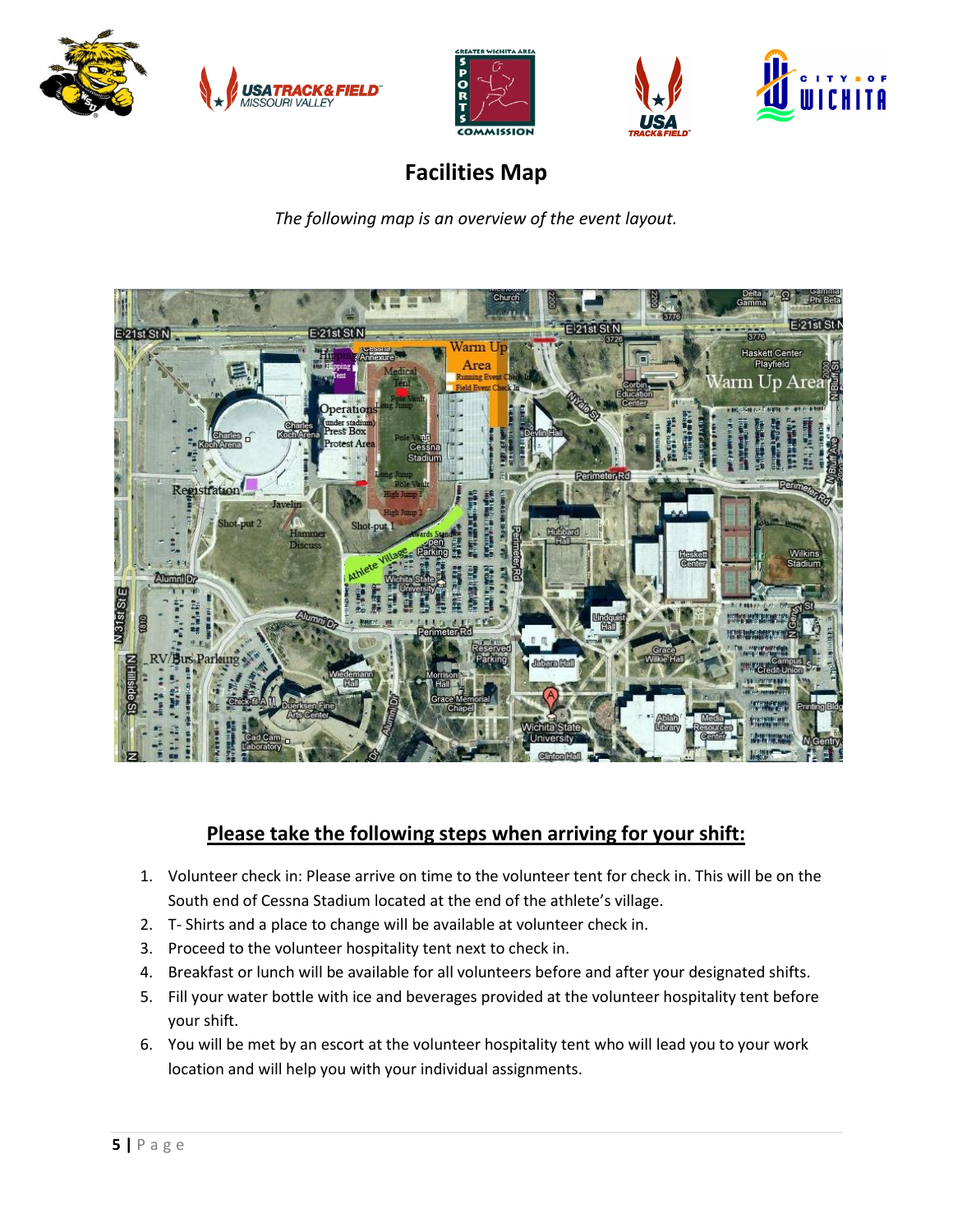## Facilities Map

*The following map is an overview of the event layout.*

## Please take the following steps when arriving for your shift:

1. Volunteer check in: Please arrive on time to the volunteer tent for check in. This will be on the South end of Cessna Stadium located at the end of the athlete's village.
2. T- Shirts and a place to change will be available at volunteer check in.
3. Proceed to the volunteer hospitality tent next to check in.
4. Breakfast or lunch will be available for all volunteers before and after your designated shifts.
5. Fill your water bottle with ice and beverages provided at the volunteer hospitality tent before your shift.
6. You will be met by an escort at the volunteer hospitality tent who will lead you to your work location and will help you with your individual assignments.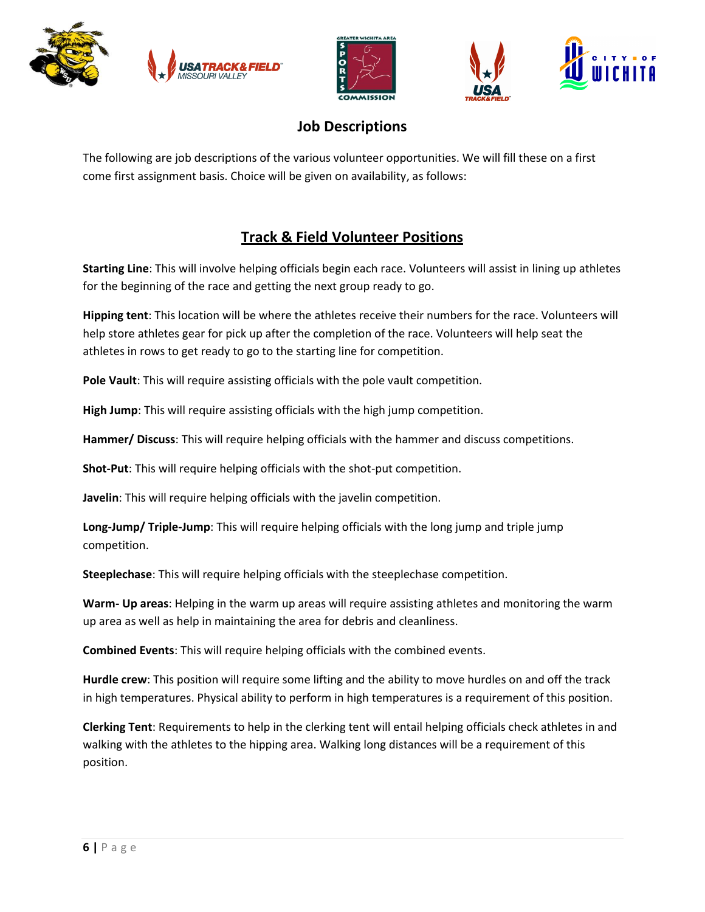## Job Descriptions

The following are job descriptions of the various volunteer opportunities. We will fill these on a first come first assignment basis. Choice will be given on availability, as follows:

## Track & Field Volunteer Positions

**Starting Line**: This will involve helping officials begin each race. Volunteers will assist in lining up athletes for the beginning of the race and getting the next group ready to go.

**Hipping tent**: This location will be where the athletes receive their numbers for the race. Volunteers will help store athletes gear for pick up after the completion of the race. Volunteers will help seat the athletes in rows to get ready to go to the starting line for competition.

**Pole Vault**: This will require assisting officials with the pole vault competition.

**High Jump**: This will require assisting officials with the high jump competition.

**Hammer/ Discuss**: This will require helping officials with the hammer and discuss competitions.

**Shot-Put**: This will require helping officials with the shot-put competition.

**Javelin**: This will require helping officials with the javelin competition.

**Long-Jump/ Triple-Jump**: This will require helping officials with the long jump and triple jump competition.

**Steeplechase**: This will require helping officials with the steeplechase competition.

**Warm- Up areas**: Helping in the warm up areas will require assisting athletes and monitoring the warm up area as well as help in maintaining the area for debris and cleanliness.

**Combined Events**: This will require helping officials with the combined events.

**Hurdle crew**: This position will require some lifting and the ability to move hurdles on and off the track in high temperatures. Physical ability to perform in high temperatures is a requirement of this position.

**Clerking Tent**: Requirements to help in the clerking tent will entail helping officials check athletes in and walking with the athletes to the hipping area. Walking long distances will be a requirement of this position.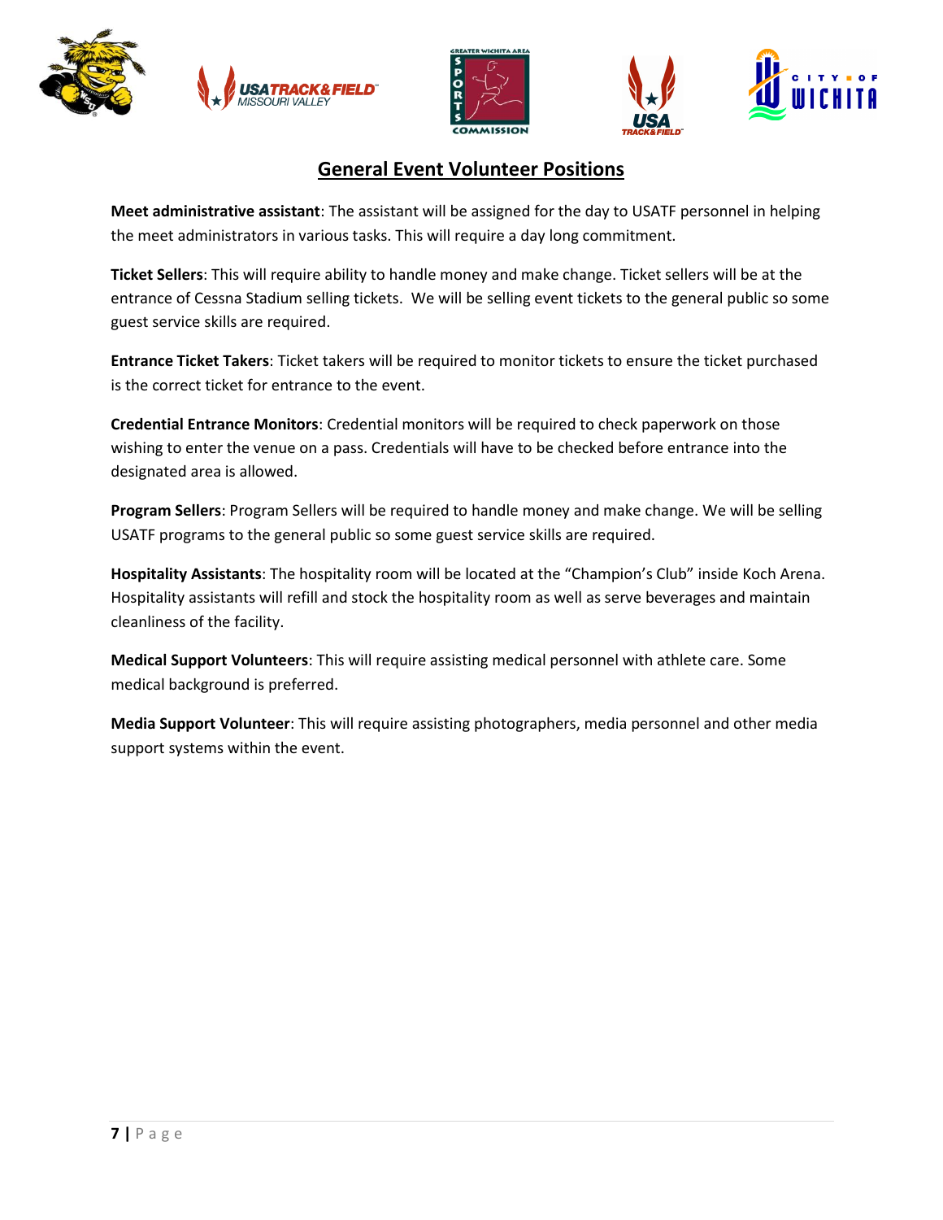## General Event Volunteer Positions

**Meet administrative assistant**: The assistant will be assigned for the day to USATF personnel in helping the meet administrators in various tasks. This will require a day long commitment.

**Ticket Sellers**: This will require ability to handle money and make change. Ticket sellers will be at the entrance of Cessna Stadium selling tickets. We will be selling event tickets to the general public so some guest service skills are required.

**Entrance Ticket Takers**: Ticket takers will be required to monitor tickets to ensure the ticket purchased is the correct ticket for entrance to the event.

**Credential Entrance Monitors**: Credential monitors will be required to check paperwork on those wishing to enter the venue on a pass. Credentials will have to be checked before entrance into the designated area is allowed.

**Program Sellers**: Program Sellers will be required to handle money and make change. We will be selling USATF programs to the general public so some guest service skills are required.

**Hospitality Assistants**: The hospitality room will be located at the "Champion's Club" inside Koch Arena. Hospitality assistants will refill and stock the hospitality room as well as serve beverages and maintain cleanliness of the facility.

**Medical Support Volunteers**: This will require assisting medical personnel with athlete care. Some medical background is preferred.

**Media Support Volunteer**: This will require assisting photographers, media personnel and other media support systems within the event.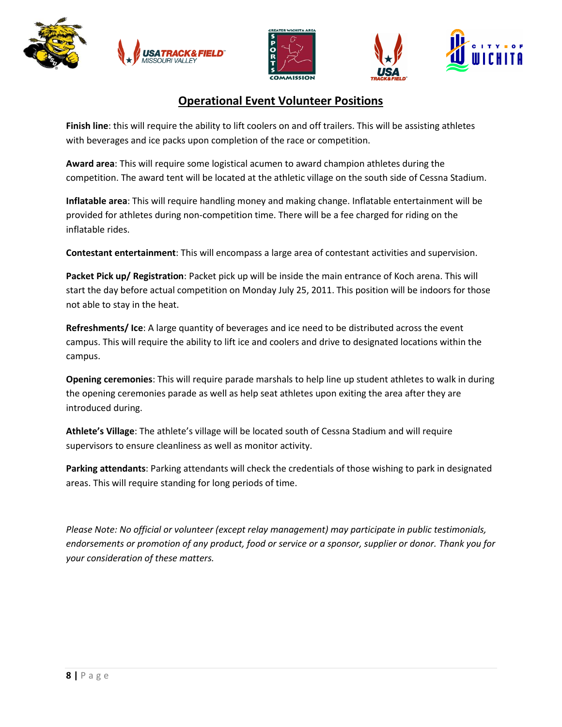## Operational Event Volunteer Positions

**Finish line**: this will require the ability to lift coolers on and off trailers. This will be assisting athletes with beverages and ice packs upon completion of the race or competition.

**Award area**: This will require some logistical acumen to award champion athletes during the competition. The award tent will be located at the athletic village on the south side of Cessna Stadium.

**Inflatable area**: This will require handling money and making change. Inflatable entertainment will be provided for athletes during non-competition time. There will be a fee charged for riding on the inflatable rides.

**Contestant entertainment**: This will encompass a large area of contestant activities and supervision.

**Packet Pick up/ Registration**: Packet pick up will be inside the main entrance of Koch arena. This will start the day before actual competition on Monday July 25, 2011. This position will be indoors for those not able to stay in the heat.

**Refreshments/ Ice**: A large quantity of beverages and ice need to be distributed across the event campus. This will require the ability to lift ice and coolers and drive to designated locations within the campus.

**Opening ceremonies**: This will require parade marshals to help line up student athletes to walk in during the opening ceremonies parade as well as help seat athletes upon exiting the area after they are introduced during.

**Athlete's Village**: The athlete's village will be located south of Cessna Stadium and will require supervisors to ensure cleanliness as well as monitor activity.

**Parking attendants**: Parking attendants will check the credentials of those wishing to park in designated areas. This will require standing for long periods of time.

*Please Note: No official or volunteer (except relay management) may participate in public testimonials, endorsements or promotion of any product, food or service or a sponsor, supplier or donor. Thank you for your consideration of these matters.*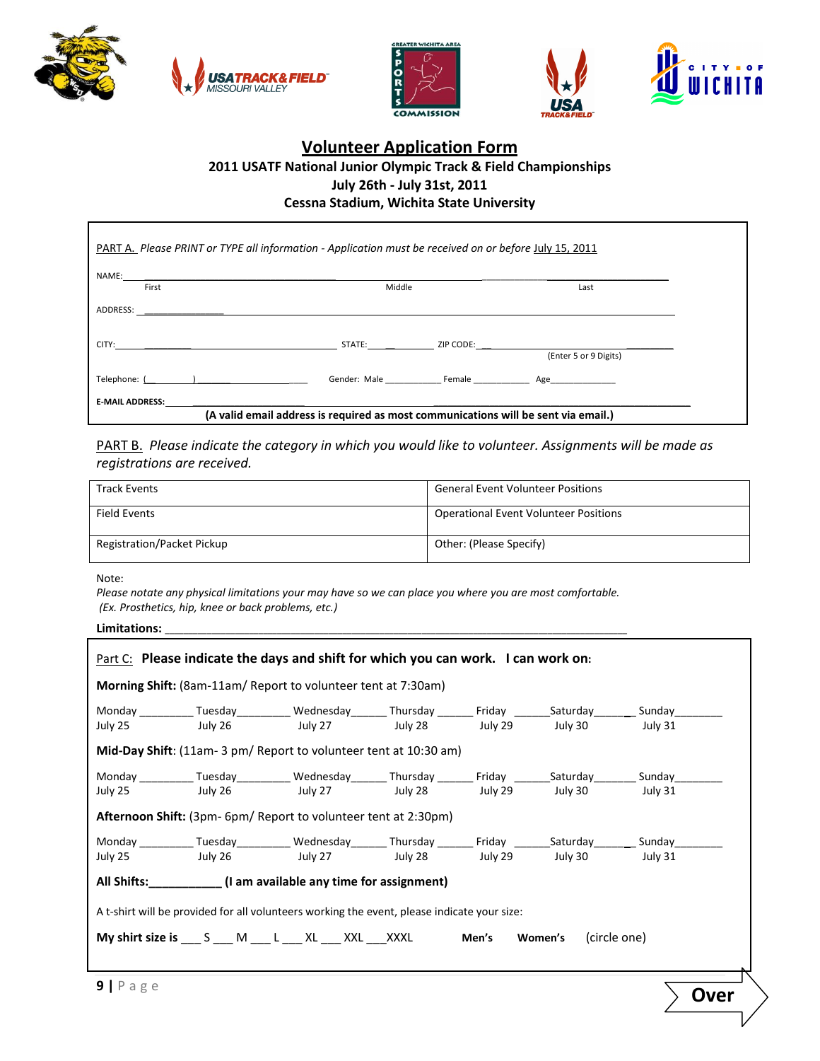# Volunteer Application Form

**2011 USATF National Junior Olympic Track & Field Championships**
**July 26th - July 31st, 2011**
**Cessna Stadium, Wichita State University**

PART A. *Please PRINT or TYPE all information - Application must be received on or before* July 15, 2011

NAME: ________________________________________________________________
First                                   Middle                                   Last

ADDRESS: ________________________________________________________________

CITY: ______________________ STATE: ________ ZIP CODE: ______________________
(Enter 5 or 9 Digits)

Telephone: (______) ______________ Gender: Male __________ Female __________ Age____________

**E-MAIL ADDRESS:** ________________________________________________________________

**(A valid email address is required as most communications will be sent via email.)**

PART B. *Please indicate the category in which you would like to volunteer. Assignments will be made as registrations are received.*

| Track Events | General Event Volunteer Positions |
|---|---|
| Field Events | Operational Event Volunteer Positions |
| Registration/Packet Pickup | Other: (Please Specify) |

Note:
*Please notate any physical limitations your may have so we can place you where you are most comfortable.*
*(Ex. Prosthetics, hip, knee or back problems, etc.)*

**Limitations:** ________________________________________________________________

Part C: **Please indicate the days and shift for which you can work. I can work on:**

**Morning Shift:** (8am-11am/ Report to volunteer tent at 7:30am)

Monday ________ Tuesday________ Wednesday______ Thursday ______ Friday ______Saturday________ Sunday________
July 25 July 26 July 27 July 28 July 29 July 30 July 31

**Mid-Day Shift**: (11am- 3 pm/ Report to volunteer tent at 10:30 am)

Monday ________ Tuesday________ Wednesday______ Thursday ______ Friday ______Saturday________ Sunday________
July 25 July 26 July 27 July 28 July 29 July 30 July 31

**Afternoon Shift:** (3pm- 6pm/ Report to volunteer tent at 2:30pm)

Monday ________ Tuesday________ Wednesday______ Thursday ______ Friday ______Saturday________ Sunday________
July 25 July 26 July 27 July 28 July 29 July 30 July 31

**All Shifts:___________ (I am available any time for assignment)**

A t-shirt will be provided for all volunteers working the event, please indicate your size:

**My shirt size is** ___ S ___ M ___ L ___ XL ___ XXL ___XXXL **Men's** **Women's** (circle one)

**Over**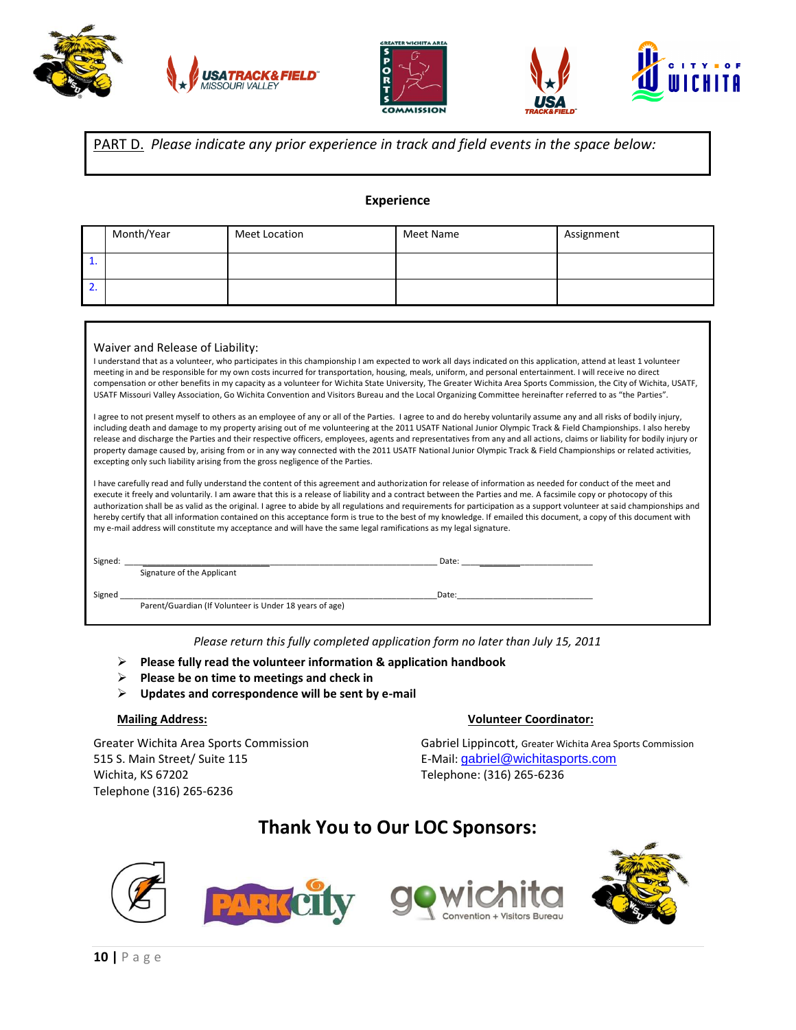PART D. *Please indicate any prior experience in track and field events in the space below:*

**Experience**

| | Month/Year | Meet Location | Meet Name | Assignment |
|---|---|---|---|---|
| 1. | | | | |
| 2. | | | | |

Waiver and Release of Liability:

I understand that as a volunteer, who participates in this championship I am expected to work all days indicated on this application, attend at least 1 volunteer meeting in and be responsible for my own costs incurred for transportation, housing, meals, uniform, and personal entertainment. I will receive no direct compensation or other benefits in my capacity as a volunteer for Wichita State University, The Greater Wichita Area Sports Commission, the City of Wichita, USATF, USATF Missouri Valley Association, Go Wichita Convention and Visitors Bureau and the Local Organizing Committee hereinafter referred to as "the Parties".

I agree to not present myself to others as an employee of any or all of the Parties. I agree to and do hereby voluntarily assume any and all risks of bodily injury, including death and damage to my property arising out of me volunteering at the 2011 USATF National Junior Olympic Track & Field Championships. I also hereby release and discharge the Parties and their respective officers, employees, agents and representatives from any and all actions, claims or liability for bodily injury or property damage caused by, arising from or in any way connected with the 2011 USATF National Junior Olympic Track & Field Championships or related activities, excepting only such liability arising from the gross negligence of the Parties.

I have carefully read and fully understand the content of this agreement and authorization for release of information as needed for conduct of the meet and execute it freely and voluntarily. I am aware that this is a release of liability and a contract between the Parties and me. A facsimile copy or photocopy of this authorization shall be as valid as the original. I agree to abide by all regulations and requirements for participation as a support volunteer at said championships and hereby certify that all information contained on this acceptance form is true to the best of my knowledge. If emailed this document, a copy of this document with my e-mail address will constitute my acceptance and will have the same legal ramifications as my legal signature.

Signed: ____________________________________________ Date: ____________________
Signature of the Applicant

Signed ____________________________________________ Date: ____________________
Parent/Guardian (If Volunteer is Under 18 years of age)

*Please return this fully completed application form no later than July 15, 2011*

- **Please fully read the volunteer information & application handbook**
- **Please be on time to meetings and check in**
- **Updates and correspondence will be sent by e-mail**

**Mailing Address:**

Greater Wichita Area Sports Commission
515 S. Main Street/ Suite 115
Wichita, KS 67202
Telephone (316) 265-6236

**Volunteer Coordinator:**

Gabriel Lippincott, Greater Wichita Area Sports Commission
E-Mail: gabriel@wichitasports.com
Telephone: (316) 265-6236

## Thank You to Our LOC Sponsors: